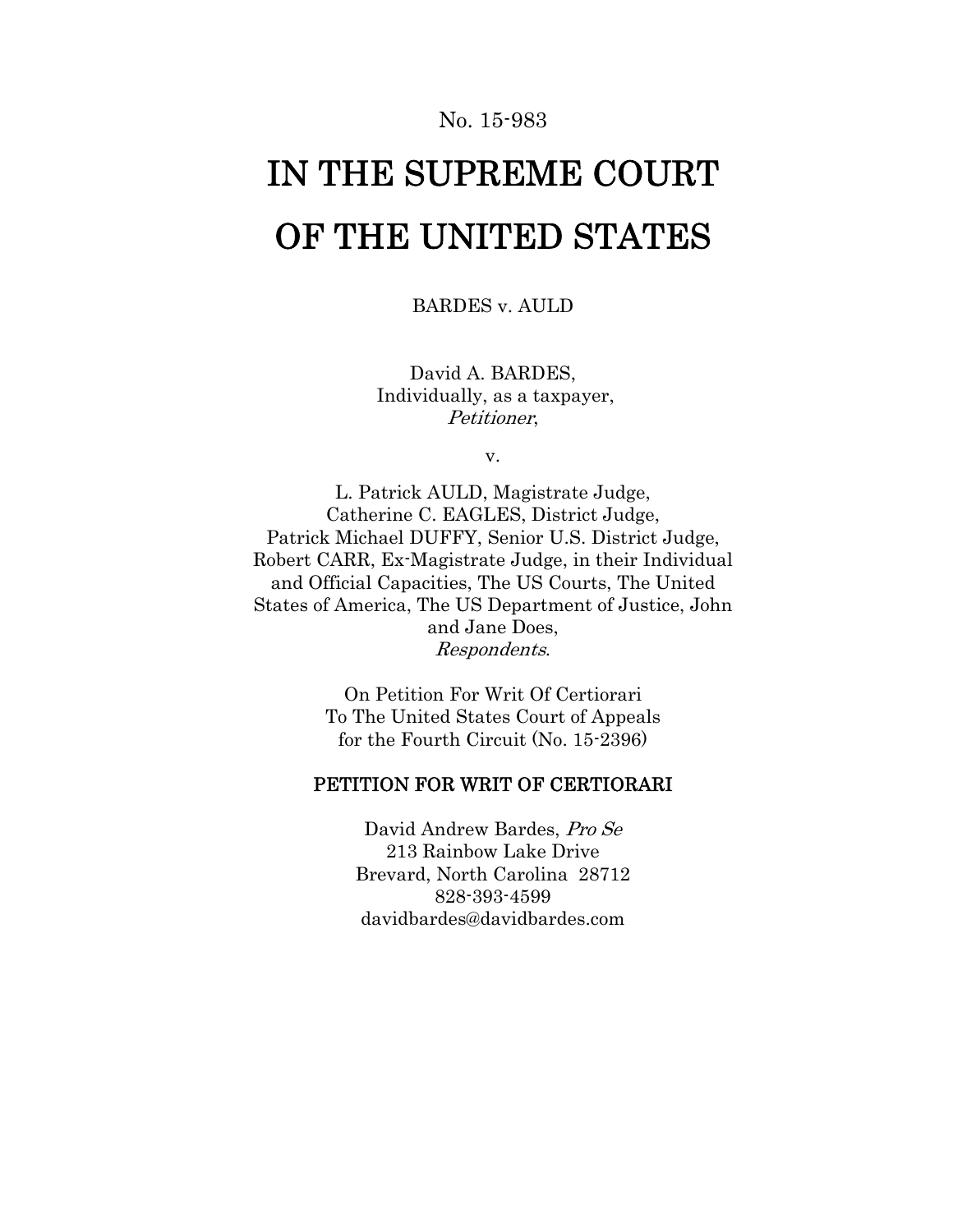No. 15-983

# IN THE SUPREME COURT OF THE UNITED STATES

BARDES v. AULD

David A. BARDES,
Individually, as a taxpayer,
*Petitioner*,

v.

L. Patrick AULD, Magistrate Judge,
Catherine C. EAGLES, District Judge,
Patrick Michael DUFFY, Senior U.S. District Judge,
Robert CARR, Ex-Magistrate Judge, in their Individual and Official Capacities, The US Courts, The United States of America, The US Department of Justice, John and Jane Does,
*Respondents*.

On Petition For Writ Of Certiorari
To The United States Court of Appeals
for the Fourth Circuit (No. 15-2396)

## PETITION FOR WRIT OF CERTIORARI

David Andrew Bardes, *Pro Se*
213 Rainbow Lake Drive
Brevard, North Carolina 28712
828-393-4599
davidbardes@davidbardes.com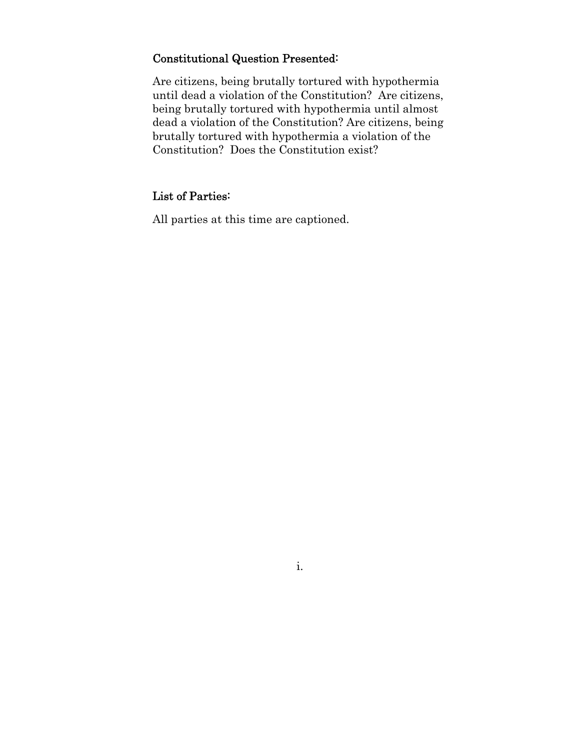## Constitutional Question Presented:

Are citizens, being brutally tortured with hypothermia until dead a violation of the Constitution? Are citizens, being brutally tortured with hypothermia until almost dead a violation of the Constitution? Are citizens, being brutally tortured with hypothermia a violation of the Constitution? Does the Constitution exist?

## List of Parties:

All parties at this time are captioned.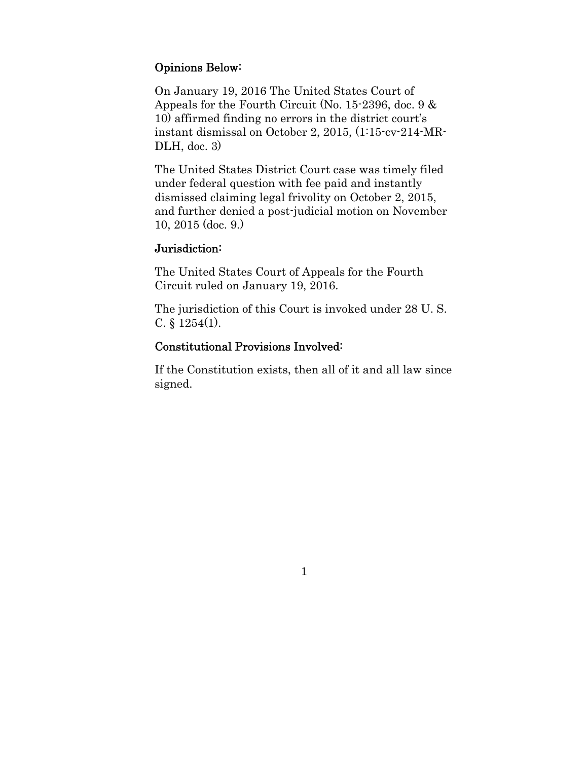## Opinions Below:

On January 19, 2016 The United States Court of Appeals for the Fourth Circuit (No. 15-2396, doc. 9 & 10) affirmed finding no errors in the district court's instant dismissal on October 2, 2015, (1:15-cv-214-MR-DLH, doc. 3)

The United States District Court case was timely filed under federal question with fee paid and instantly dismissed claiming legal frivolity on October 2, 2015, and further denied a post-judicial motion on November 10, 2015 (doc. 9.)

## Jurisdiction:

The United States Court of Appeals for the Fourth Circuit ruled on January 19, 2016.

The jurisdiction of this Court is invoked under 28 U. S. C. § 1254(1).

## Constitutional Provisions Involved:

If the Constitution exists, then all of it and all law since signed.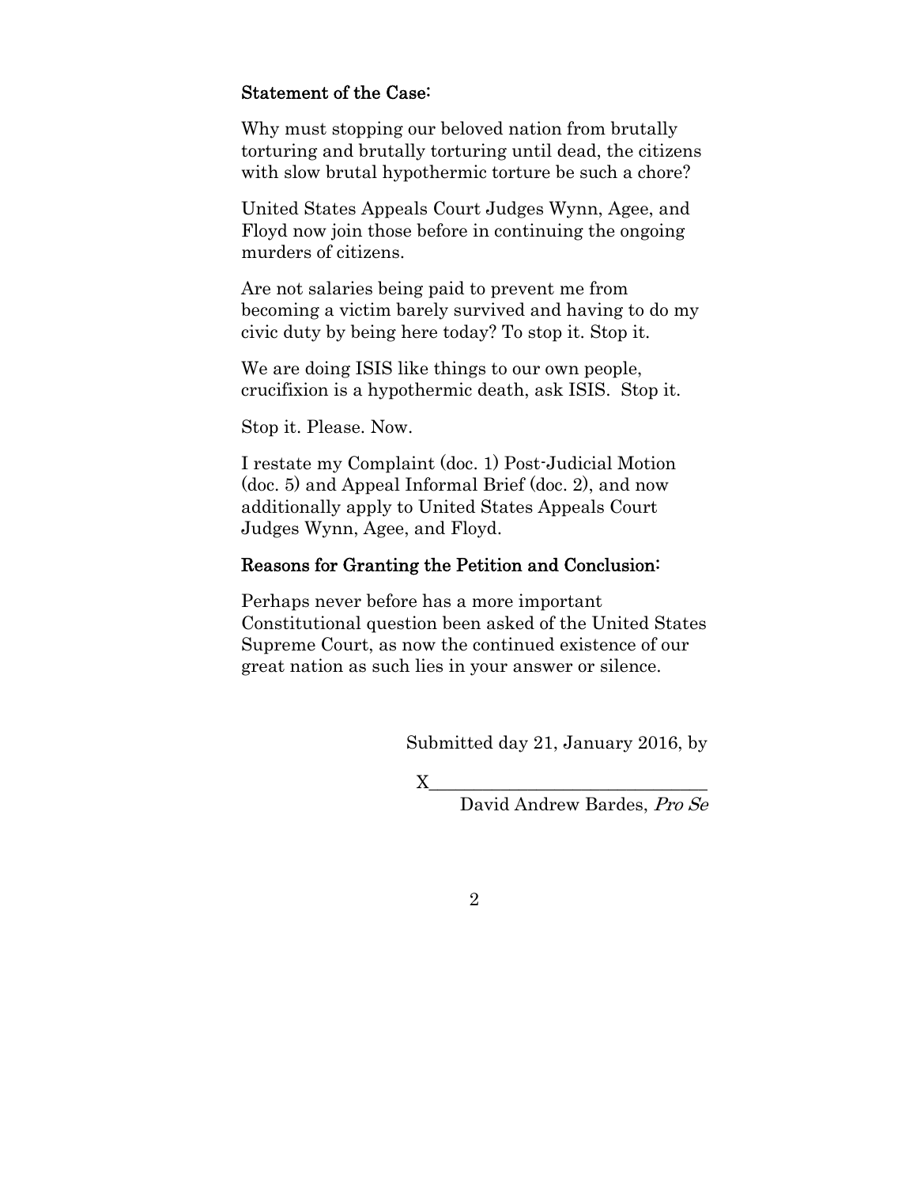**Statement of the Case:**

Why must stopping our beloved nation from brutally torturing and brutally torturing until dead, the citizens with slow brutal hypothermic torture be such a chore?

United States Appeals Court Judges Wynn, Agee, and Floyd now join those before in continuing the ongoing murders of citizens.

Are not salaries being paid to prevent me from becoming a victim barely survived and having to do my civic duty by being here today? To stop it. Stop it.

We are doing ISIS like things to our own people, crucifixion is a hypothermic death, ask ISIS. Stop it.

Stop it. Please. Now.

I restate my Complaint (doc. 1) Post-Judicial Motion (doc. 5) and Appeal Informal Brief (doc. 2), and now additionally apply to United States Appeals Court Judges Wynn, Agee, and Floyd.

**Reasons for Granting the Petition and Conclusion:**

Perhaps never before has a more important Constitutional question been asked of the United States Supreme Court, as now the continued existence of our great nation as such lies in your answer or silence.

Submitted day 21, January 2016, by

X______________________________

David Andrew Bardes, *Pro Se*